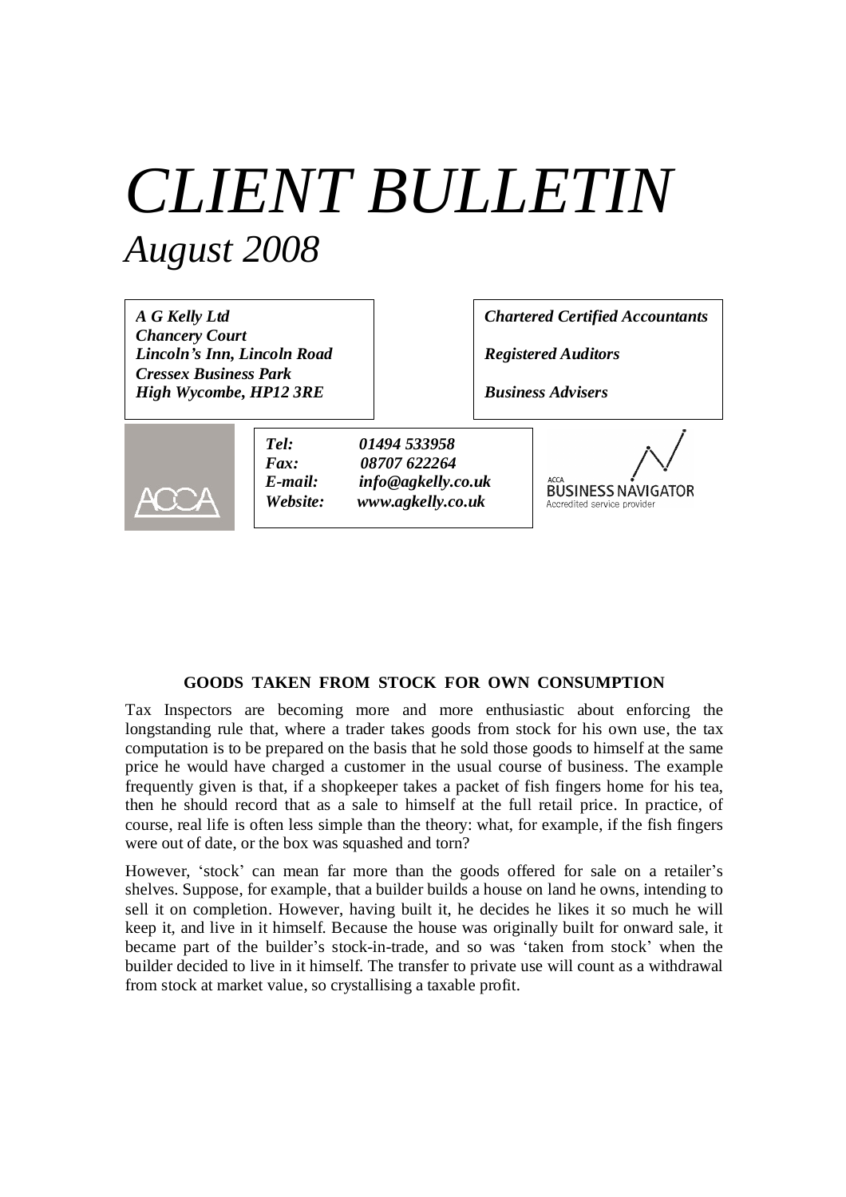# *CLIENT BULLETIN*

## *August 2008*

***A G Kelly Ltd***
***Chancery Court***
***Lincoln's Inn, Lincoln Road***
***Cressex Business Park***
***High Wycombe, HP12 3RE***

***Chartered Certified Accountants***

***Registered Auditors***

***Business Advisers***

ACCA

***Tel:*** ***01494 533958***
***Fax:*** ***08707 622264***
***E-mail:*** ***info@agkelly.co.uk***
***Website:*** ***www.agkelly.co.uk***

ACCA BUSINESS NAVIGATOR
Accredited service provider

### GOODS TAKEN FROM STOCK FOR OWN CONSUMPTION

Tax Inspectors are becoming more and more enthusiastic about enforcing the longstanding rule that, where a trader takes goods from stock for his own use, the tax computation is to be prepared on the basis that he sold those goods to himself at the same price he would have charged a customer in the usual course of business. The example frequently given is that, if a shopkeeper takes a packet of fish fingers home for his tea, then he should record that as a sale to himself at the full retail price. In practice, of course, real life is often less simple than the theory: what, for example, if the fish fingers were out of date, or the box was squashed and torn?

However, 'stock' can mean far more than the goods offered for sale on a retailer's shelves. Suppose, for example, that a builder builds a house on land he owns, intending to sell it on completion. However, having built it, he decides he likes it so much he will keep it, and live in it himself. Because the house was originally built for onward sale, it became part of the builder's stock-in-trade, and so was 'taken from stock' when the builder decided to live in it himself. The transfer to private use will count as a withdrawal from stock at market value, so crystallising a taxable profit.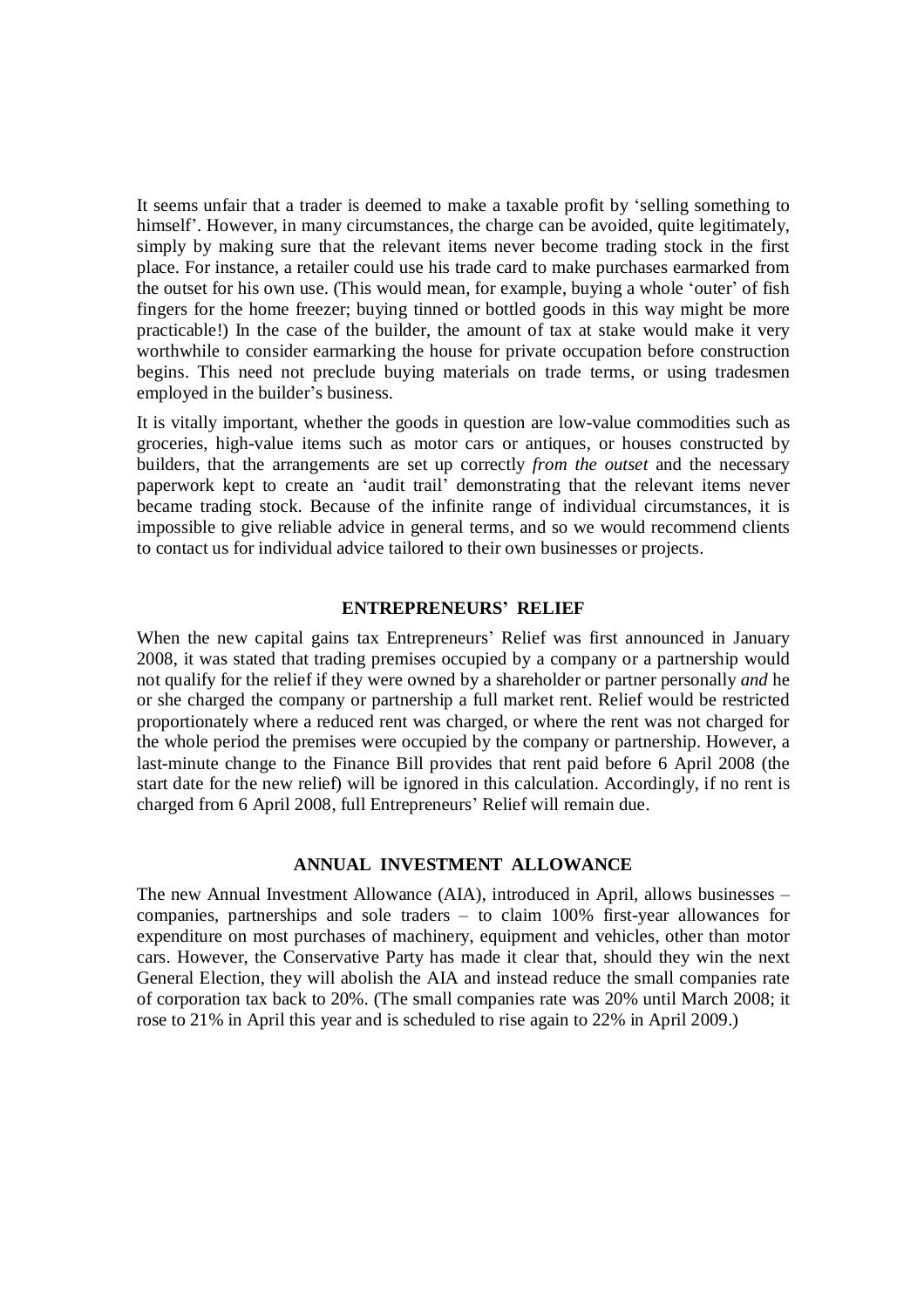It seems unfair that a trader is deemed to make a taxable profit by 'selling something to himself'. However, in many circumstances, the charge can be avoided, quite legitimately, simply by making sure that the relevant items never become trading stock in the first place. For instance, a retailer could use his trade card to make purchases earmarked from the outset for his own use. (This would mean, for example, buying a whole 'outer' of fish fingers for the home freezer; buying tinned or bottled goods in this way might be more practicable!) In the case of the builder, the amount of tax at stake would make it very worthwhile to consider earmarking the house for private occupation before construction begins. This need not preclude buying materials on trade terms, or using tradesmen employed in the builder's business.

It is vitally important, whether the goods in question are low-value commodities such as groceries, high-value items such as motor cars or antiques, or houses constructed by builders, that the arrangements are set up correctly *from the outset* and the necessary paperwork kept to create an 'audit trail' demonstrating that the relevant items never became trading stock. Because of the infinite range of individual circumstances, it is impossible to give reliable advice in general terms, and so we would recommend clients to contact us for individual advice tailored to their own businesses or projects.

## ENTREPRENEURS' RELIEF

When the new capital gains tax Entrepreneurs' Relief was first announced in January 2008, it was stated that trading premises occupied by a company or a partnership would not qualify for the relief if they were owned by a shareholder or partner personally *and* he or she charged the company or partnership a full market rent. Relief would be restricted proportionately where a reduced rent was charged, or where the rent was not charged for the whole period the premises were occupied by the company or partnership. However, a last-minute change to the Finance Bill provides that rent paid before 6 April 2008 (the start date for the new relief) will be ignored in this calculation. Accordingly, if no rent is charged from 6 April 2008, full Entrepreneurs' Relief will remain due.

## ANNUAL INVESTMENT ALLOWANCE

The new Annual Investment Allowance (AIA), introduced in April, allows businesses – companies, partnerships and sole traders – to claim 100% first-year allowances for expenditure on most purchases of machinery, equipment and vehicles, other than motor cars. However, the Conservative Party has made it clear that, should they win the next General Election, they will abolish the AIA and instead reduce the small companies rate of corporation tax back to 20%. (The small companies rate was 20% until March 2008; it rose to 21% in April this year and is scheduled to rise again to 22% in April 2009.)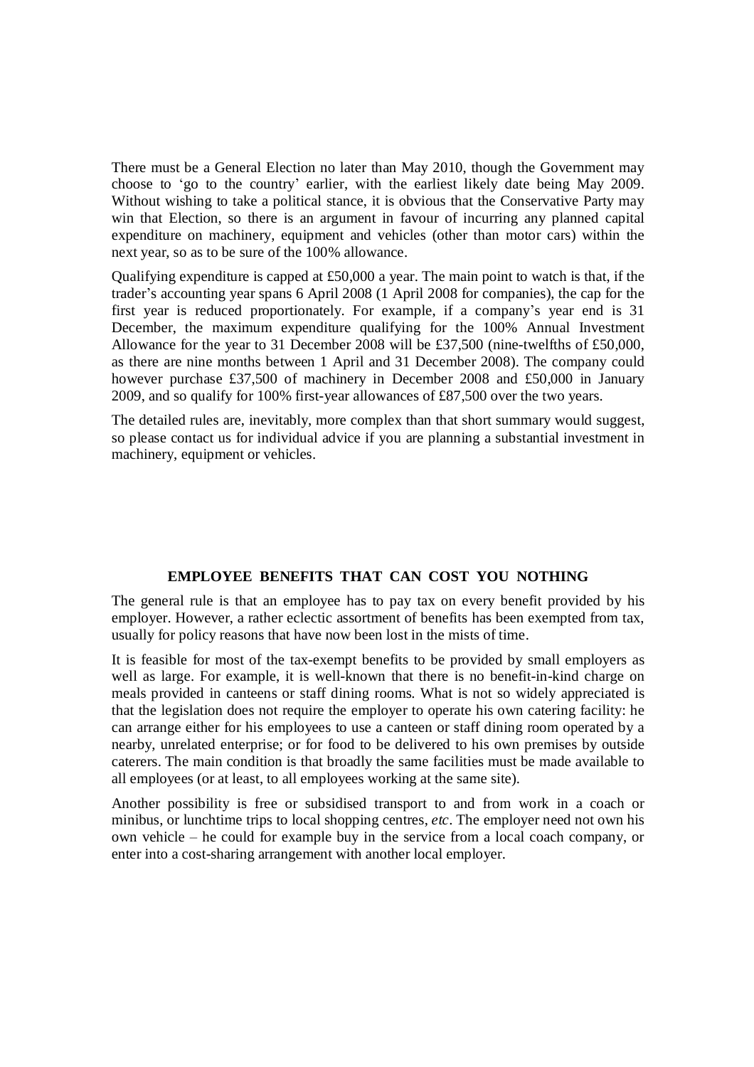There must be a General Election no later than May 2010, though the Government may choose to 'go to the country' earlier, with the earliest likely date being May 2009. Without wishing to take a political stance, it is obvious that the Conservative Party may win that Election, so there is an argument in favour of incurring any planned capital expenditure on machinery, equipment and vehicles (other than motor cars) within the next year, so as to be sure of the 100% allowance.

Qualifying expenditure is capped at £50,000 a year. The main point to watch is that, if the trader's accounting year spans 6 April 2008 (1 April 2008 for companies), the cap for the first year is reduced proportionately. For example, if a company's year end is 31 December, the maximum expenditure qualifying for the 100% Annual Investment Allowance for the year to 31 December 2008 will be £37,500 (nine-twelfths of £50,000, as there are nine months between 1 April and 31 December 2008). The company could however purchase £37,500 of machinery in December 2008 and £50,000 in January 2009, and so qualify for 100% first-year allowances of £87,500 over the two years.

The detailed rules are, inevitably, more complex than that short summary would suggest, so please contact us for individual advice if you are planning a substantial investment in machinery, equipment or vehicles.

## EMPLOYEE BENEFITS THAT CAN COST YOU NOTHING

The general rule is that an employee has to pay tax on every benefit provided by his employer. However, a rather eclectic assortment of benefits has been exempted from tax, usually for policy reasons that have now been lost in the mists of time.

It is feasible for most of the tax-exempt benefits to be provided by small employers as well as large. For example, it is well-known that there is no benefit-in-kind charge on meals provided in canteens or staff dining rooms. What is not so widely appreciated is that the legislation does not require the employer to operate his own catering facility: he can arrange either for his employees to use a canteen or staff dining room operated by a nearby, unrelated enterprise; or for food to be delivered to his own premises by outside caterers. The main condition is that broadly the same facilities must be made available to all employees (or at least, to all employees working at the same site).

Another possibility is free or subsidised transport to and from work in a coach or minibus, or lunchtime trips to local shopping centres, *etc*. The employer need not own his own vehicle – he could for example buy in the service from a local coach company, or enter into a cost-sharing arrangement with another local employer.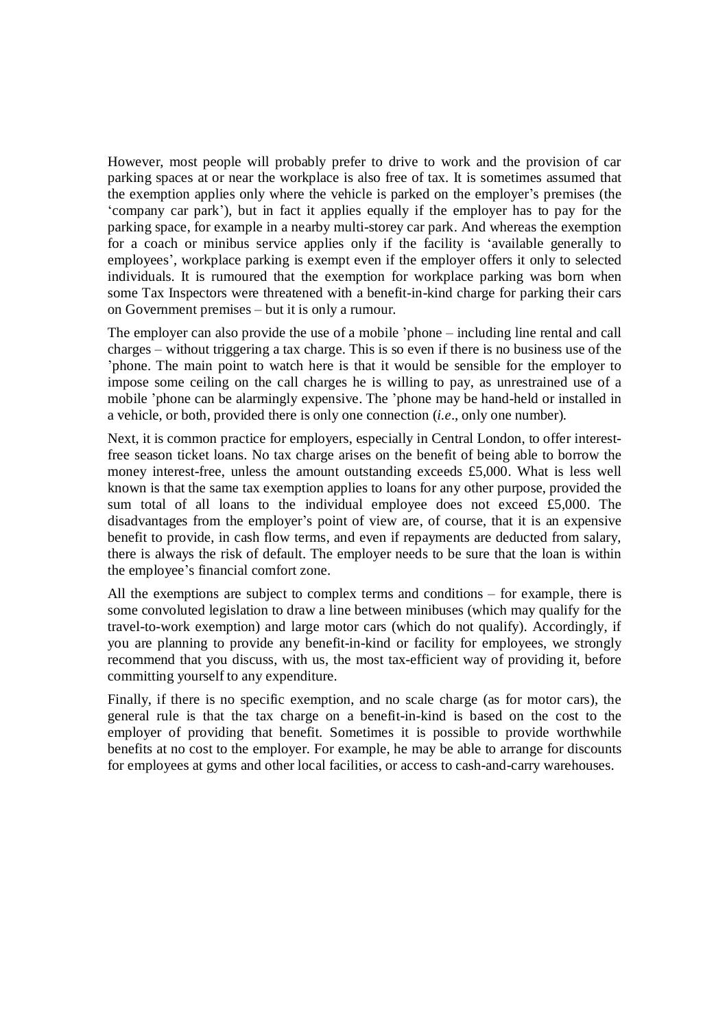However, most people will probably prefer to drive to work and the provision of car parking spaces at or near the workplace is also free of tax. It is sometimes assumed that the exemption applies only where the vehicle is parked on the employer's premises (the 'company car park'), but in fact it applies equally if the employer has to pay for the parking space, for example in a nearby multi-storey car park. And whereas the exemption for a coach or minibus service applies only if the facility is 'available generally to employees', workplace parking is exempt even if the employer offers it only to selected individuals. It is rumoured that the exemption for workplace parking was born when some Tax Inspectors were threatened with a benefit-in-kind charge for parking their cars on Government premises – but it is only a rumour.

The employer can also provide the use of a mobile 'phone – including line rental and call charges – without triggering a tax charge. This is so even if there is no business use of the 'phone. The main point to watch here is that it would be sensible for the employer to impose some ceiling on the call charges he is willing to pay, as unrestrained use of a mobile 'phone can be alarmingly expensive. The 'phone may be hand-held or installed in a vehicle, or both, provided there is only one connection (*i.e*., only one number).

Next, it is common practice for employers, especially in Central London, to offer interest-free season ticket loans. No tax charge arises on the benefit of being able to borrow the money interest-free, unless the amount outstanding exceeds £5,000. What is less well known is that the same tax exemption applies to loans for any other purpose, provided the sum total of all loans to the individual employee does not exceed £5,000. The disadvantages from the employer's point of view are, of course, that it is an expensive benefit to provide, in cash flow terms, and even if repayments are deducted from salary, there is always the risk of default. The employer needs to be sure that the loan is within the employee's financial comfort zone.

All the exemptions are subject to complex terms and conditions – for example, there is some convoluted legislation to draw a line between minibuses (which may qualify for the travel-to-work exemption) and large motor cars (which do not qualify). Accordingly, if you are planning to provide any benefit-in-kind or facility for employees, we strongly recommend that you discuss, with us, the most tax-efficient way of providing it, before committing yourself to any expenditure.

Finally, if there is no specific exemption, and no scale charge (as for motor cars), the general rule is that the tax charge on a benefit-in-kind is based on the cost to the employer of providing that benefit. Sometimes it is possible to provide worthwhile benefits at no cost to the employer. For example, he may be able to arrange for discounts for employees at gyms and other local facilities, or access to cash-and-carry warehouses.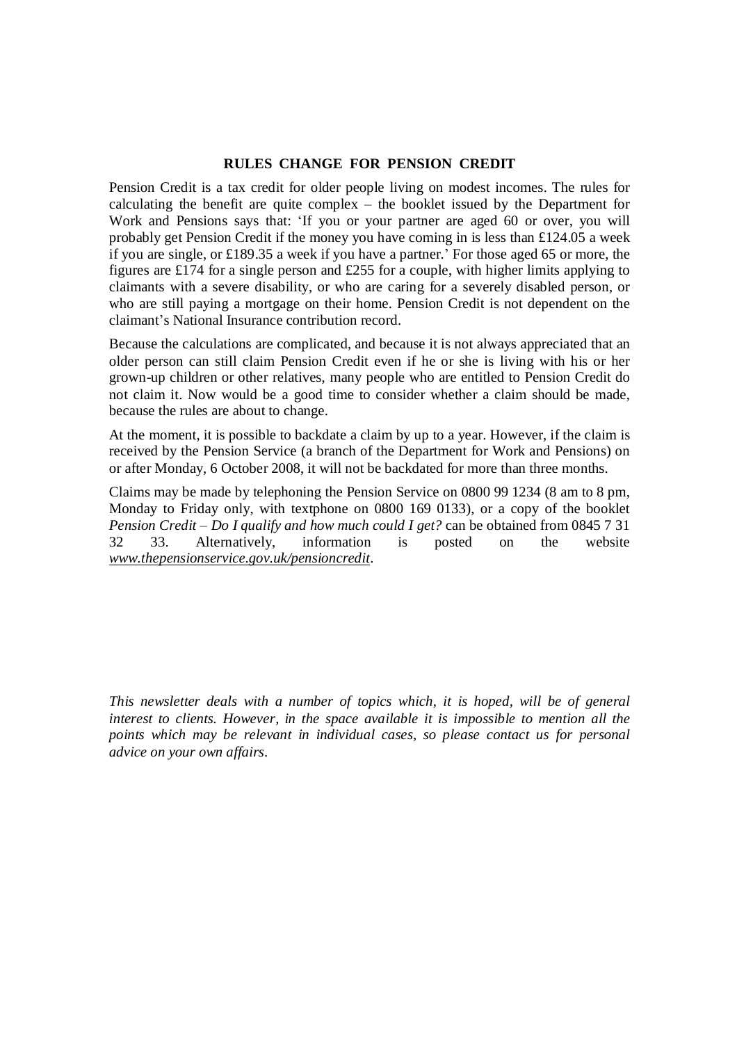## RULES CHANGE FOR PENSION CREDIT

Pension Credit is a tax credit for older people living on modest incomes. The rules for calculating the benefit are quite complex – the booklet issued by the Department for Work and Pensions says that: 'If you or your partner are aged 60 or over, you will probably get Pension Credit if the money you have coming in is less than £124.05 a week if you are single, or £189.35 a week if you have a partner.' For those aged 65 or more, the figures are £174 for a single person and £255 for a couple, with higher limits applying to claimants with a severe disability, or who are caring for a severely disabled person, or who are still paying a mortgage on their home. Pension Credit is not dependent on the claimant's National Insurance contribution record.

Because the calculations are complicated, and because it is not always appreciated that an older person can still claim Pension Credit even if he or she is living with his or her grown-up children or other relatives, many people who are entitled to Pension Credit do not claim it. Now would be a good time to consider whether a claim should be made, because the rules are about to change.

At the moment, it is possible to backdate a claim by up to a year. However, if the claim is received by the Pension Service (a branch of the Department for Work and Pensions) on or after Monday, 6 October 2008, it will not be backdated for more than three months.

Claims may be made by telephoning the Pension Service on 0800 99 1234 (8 am to 8 pm, Monday to Friday only, with textphone on 0800 169 0133), or a copy of the booklet *Pension Credit – Do I qualify and how much could I get?* can be obtained from 0845 7 31 32 33. Alternatively, information is posted on the website *www.thepensionservice.gov.uk/pensioncredit*.

*This newsletter deals with a number of topics which, it is hoped, will be of general interest to clients. However, in the space available it is impossible to mention all the points which may be relevant in individual cases, so please contact us for personal advice on your own affairs.*